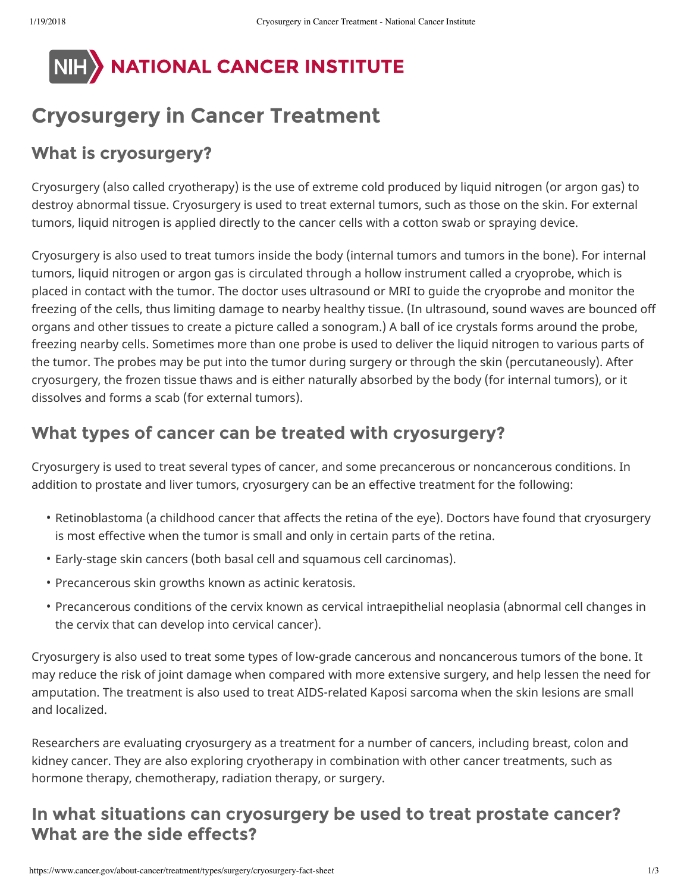# Cryosurgery in Cancer Treatment

## What is cryosurgery?

Cryosurgery (also called cryotherapy) is the use of extreme cold produced by liquid nitrogen (or argon gas) to destroy abnormal tissue. Cryosurgery is used to treat external tumors, such as those on the skin. For external tumors, liquid nitrogen is applied directly to the cancer cells with a cotton swab or spraying device.

Cryosurgery is also used to treat tumors inside the body (internal tumors and tumors in the bone). For internal tumors, liquid nitrogen or argon gas is circulated through a hollow instrument called a cryoprobe, which is placed in contact with the tumor. The doctor uses ultrasound or MRI to guide the cryoprobe and monitor the freezing of the cells, thus limiting damage to nearby healthy tissue. (In ultrasound, sound waves are bounced off organs and other tissues to create a picture called a sonogram.) A ball of ice crystals forms around the probe, freezing nearby cells. Sometimes more than one probe is used to deliver the liquid nitrogen to various parts of the tumor. The probes may be put into the tumor during surgery or through the skin (percutaneously). After cryosurgery, the frozen tissue thaws and is either naturally absorbed by the body (for internal tumors), or it dissolves and forms a scab (for external tumors).

## What types of cancer can be treated with cryosurgery?

Cryosurgery is used to treat several types of cancer, and some precancerous or noncancerous conditions. In addition to prostate and liver tumors, cryosurgery can be an effective treatment for the following:

- Retinoblastoma (a childhood cancer that affects the retina of the eye). Doctors have found that cryosurgery is most effective when the tumor is small and only in certain parts of the retina.
- Early-stage skin cancers (both basal cell and squamous cell carcinomas).
- Precancerous skin growths known as actinic keratosis.
- Precancerous conditions of the cervix known as cervical intraepithelial neoplasia (abnormal cell changes in the cervix that can develop into cervical cancer).

Cryosurgery is also used to treat some types of low-grade cancerous and noncancerous tumors of the bone. It may reduce the risk of joint damage when compared with more extensive surgery, and help lessen the need for amputation. The treatment is also used to treat AIDS-related Kaposi sarcoma when the skin lesions are small and localized.

Researchers are evaluating cryosurgery as a treatment for a number of cancers, including breast, colon and kidney cancer. They are also exploring cryotherapy in combination with other cancer treatments, such as hormone therapy, chemotherapy, radiation therapy, or surgery.

## In what situations can cryosurgery be used to treat prostate cancer? What are the side effects?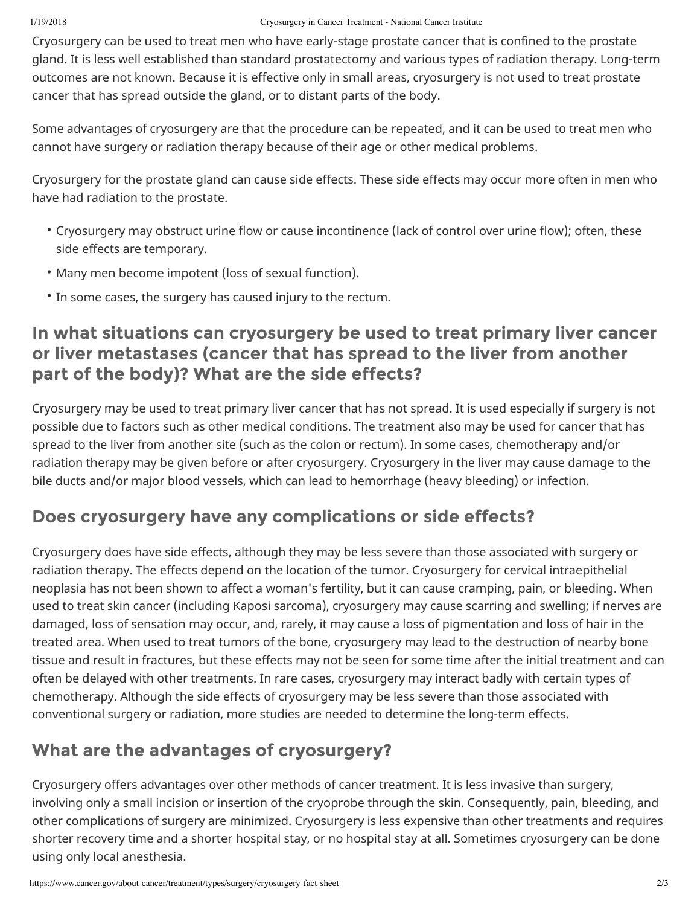Cryosurgery can be used to treat men who have early-stage prostate cancer that is confined to the prostate gland. It is less well established than standard prostatectomy and various types of radiation therapy. Long-term outcomes are not known. Because it is effective only in small areas, cryosurgery is not used to treat prostate cancer that has spread outside the gland, or to distant parts of the body.

Some advantages of cryosurgery are that the procedure can be repeated, and it can be used to treat men who cannot have surgery or radiation therapy because of their age or other medical problems.

Cryosurgery for the prostate gland can cause side effects. These side effects may occur more often in men who have had radiation to the prostate.

- Cryosurgery may obstruct urine flow or cause incontinence (lack of control over urine flow); often, these side effects are temporary.
- Many men become impotent (loss of sexual function).
- In some cases, the surgery has caused injury to the rectum.

## In what situations can cryosurgery be used to treat primary liver cancer or liver metastases (cancer that has spread to the liver from another part of the body)? What are the side effects?

Cryosurgery may be used to treat primary liver cancer that has not spread. It is used especially if surgery is not possible due to factors such as other medical conditions. The treatment also may be used for cancer that has spread to the liver from another site (such as the colon or rectum). In some cases, chemotherapy and/or radiation therapy may be given before or after cryosurgery. Cryosurgery in the liver may cause damage to the bile ducts and/or major blood vessels, which can lead to hemorrhage (heavy bleeding) or infection.

## Does cryosurgery have any complications or side effects?

Cryosurgery does have side effects, although they may be less severe than those associated with surgery or radiation therapy. The effects depend on the location of the tumor. Cryosurgery for cervical intraepithelial neoplasia has not been shown to affect a woman's fertility, but it can cause cramping, pain, or bleeding. When used to treat skin cancer (including Kaposi sarcoma), cryosurgery may cause scarring and swelling; if nerves are damaged, loss of sensation may occur, and, rarely, it may cause a loss of pigmentation and loss of hair in the treated area. When used to treat tumors of the bone, cryosurgery may lead to the destruction of nearby bone tissue and result in fractures, but these effects may not be seen for some time after the initial treatment and can often be delayed with other treatments. In rare cases, cryosurgery may interact badly with certain types of chemotherapy. Although the side effects of cryosurgery may be less severe than those associated with conventional surgery or radiation, more studies are needed to determine the long-term effects.

## What are the advantages of cryosurgery?

Cryosurgery offers advantages over other methods of cancer treatment. It is less invasive than surgery, involving only a small incision or insertion of the cryoprobe through the skin. Consequently, pain, bleeding, and other complications of surgery are minimized. Cryosurgery is less expensive than other treatments and requires shorter recovery time and a shorter hospital stay, or no hospital stay at all. Sometimes cryosurgery can be done using only local anesthesia.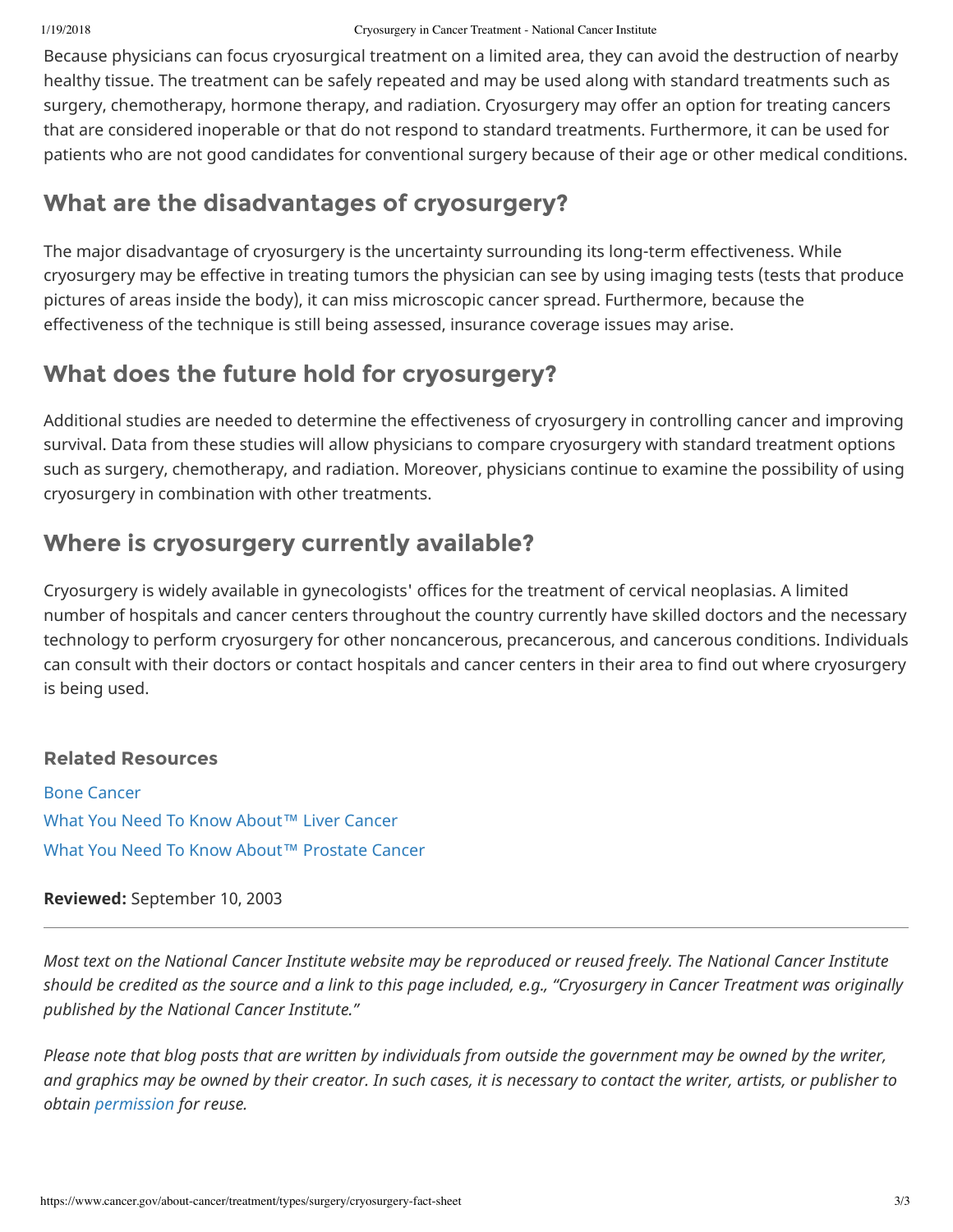Because physicians can focus cryosurgical treatment on a limited area, they can avoid the destruction of nearby healthy tissue. The treatment can be safely repeated and may be used along with standard treatments such as surgery, chemotherapy, hormone therapy, and radiation. Cryosurgery may offer an option for treating cancers that are considered inoperable or that do not respond to standard treatments. Furthermore, it can be used for patients who are not good candidates for conventional surgery because of their age or other medical conditions.

## What are the disadvantages of cryosurgery?

The major disadvantage of cryosurgery is the uncertainty surrounding its long-term effectiveness. While cryosurgery may be effective in treating tumors the physician can see by using imaging tests (tests that produce pictures of areas inside the body), it can miss microscopic cancer spread. Furthermore, because the effectiveness of the technique is still being assessed, insurance coverage issues may arise.

## What does the future hold for cryosurgery?

Additional studies are needed to determine the effectiveness of cryosurgery in controlling cancer and improving survival. Data from these studies will allow physicians to compare cryosurgery with standard treatment options such as surgery, chemotherapy, and radiation. Moreover, physicians continue to examine the possibility of using cryosurgery in combination with other treatments.

## Where is cryosurgery currently available?

Cryosurgery is widely available in gynecologists' offices for the treatment of cervical neoplasias. A limited number of hospitals and cancer centers throughout the country currently have skilled doctors and the necessary technology to perform cryosurgery for other noncancerous, precancerous, and cancerous conditions. Individuals can consult with their doctors or contact hospitals and cancer centers in their area to find out where cryosurgery is being used.

### Related Resources

Bone Cancer

What You Need To Know About™ Liver Cancer

What You Need To Know About™ Prostate Cancer

**Reviewed:** September 10, 2003

---

*Most text on the National Cancer Institute website may be reproduced or reused freely. The National Cancer Institute should be credited as the source and a link to this page included, e.g., "Cryosurgery in Cancer Treatment was originally published by the National Cancer Institute."*

*Please note that blog posts that are written by individuals from outside the government may be owned by the writer, and graphics may be owned by their creator. In such cases, it is necessary to contact the writer, artists, or publisher to obtain permission for reuse.*